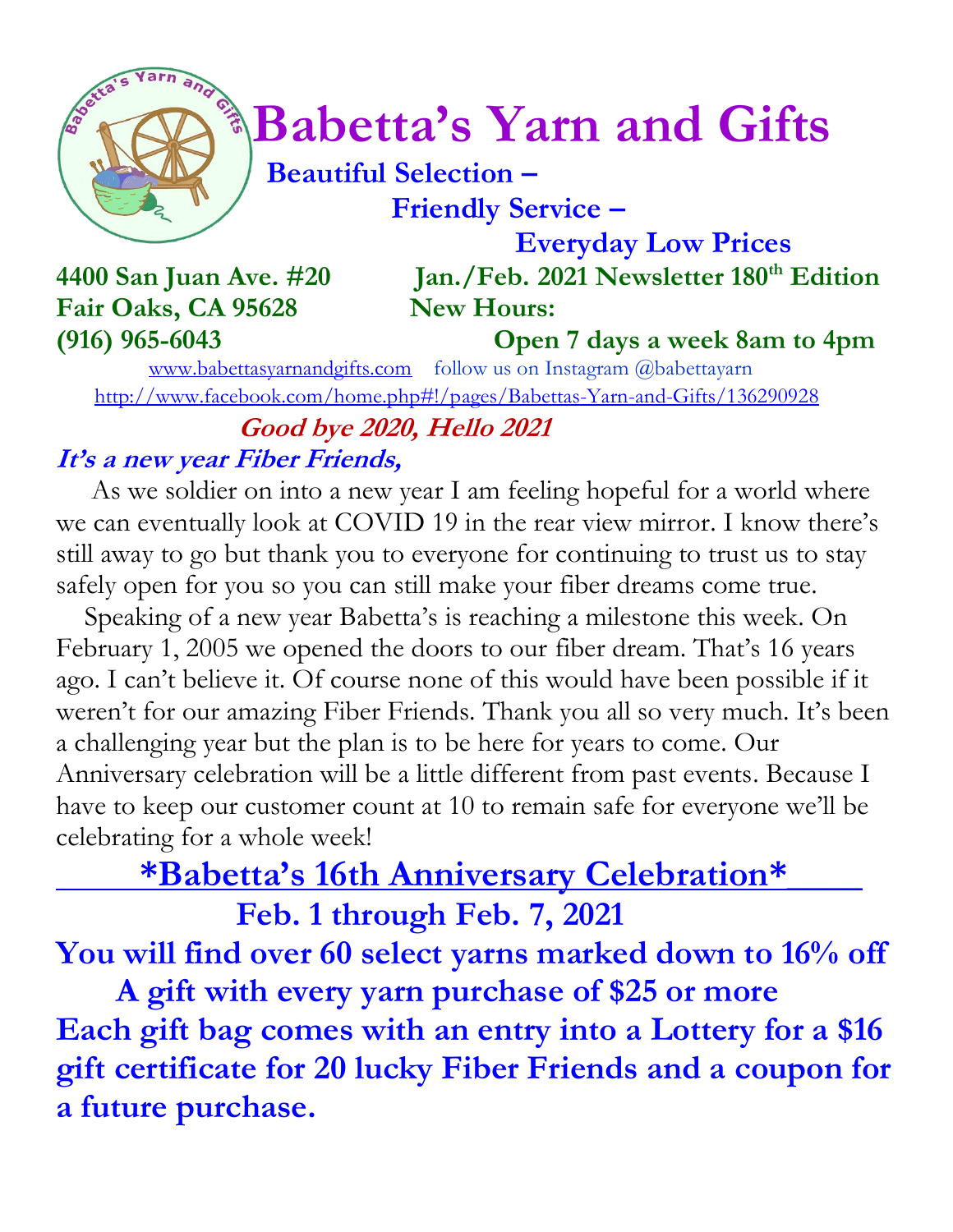# Babetta's Yarn and Gifts

**Beautiful Selection –**
**Friendly Service –**
**Everyday Low Prices**

**4400 San Juan Ave. #20**
**Fair Oaks, CA 95628**
**(916) 965-6043**

**Jan./Feb. 2021 Newsletter 180th Edition**
**New Hours:**
**Open 7 days a week 8am to 4pm**

www.babettasyarnandgifts.com follow us on Instagram @babettayarn
http://www.facebook.com/home.php#!/pages/Babettas-Yarn-and-Gifts/136290928

***Good bye 2020, Hello 2021***

***It's a new year Fiber Friends,***

As we soldier on into a new year I am feeling hopeful for a world where we can eventually look at COVID 19 in the rear view mirror. I know there's still away to go but thank you to everyone for continuing to trust us to stay safely open for you so you can still make your fiber dreams come true.

Speaking of a new year Babetta's is reaching a milestone this week. On February 1, 2005 we opened the doors to our fiber dream. That's 16 years ago. I can't believe it. Of course none of this would have been possible if it weren't for our amazing Fiber Friends. Thank you all so very much. It's been a challenging year but the plan is to be here for years to come. Our Anniversary celebration will be a little different from past events. Because I have to keep our customer count at 10 to remain safe for everyone we'll be celebrating for a whole week!

## *Babetta's 16th Anniversary Celebration*

**Feb. 1 through Feb. 7, 2021**

**You will find over 60 select yarns marked down to 16% off**

**A gift with every yarn purchase of $25 or more**

**Each gift bag comes with an entry into a Lottery for a $16 gift certificate for 20 lucky Fiber Friends and a coupon for a future purchase.**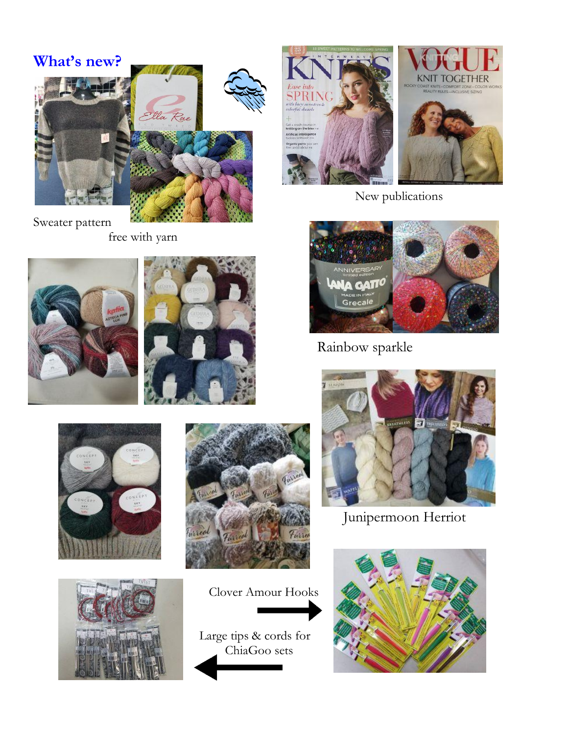## What's new?

Sweater pattern free with yarn

New publications

Rainbow sparkle

Junipermoon Herriot

Clover Amour Hooks

Large tips & cords for ChiaGoo sets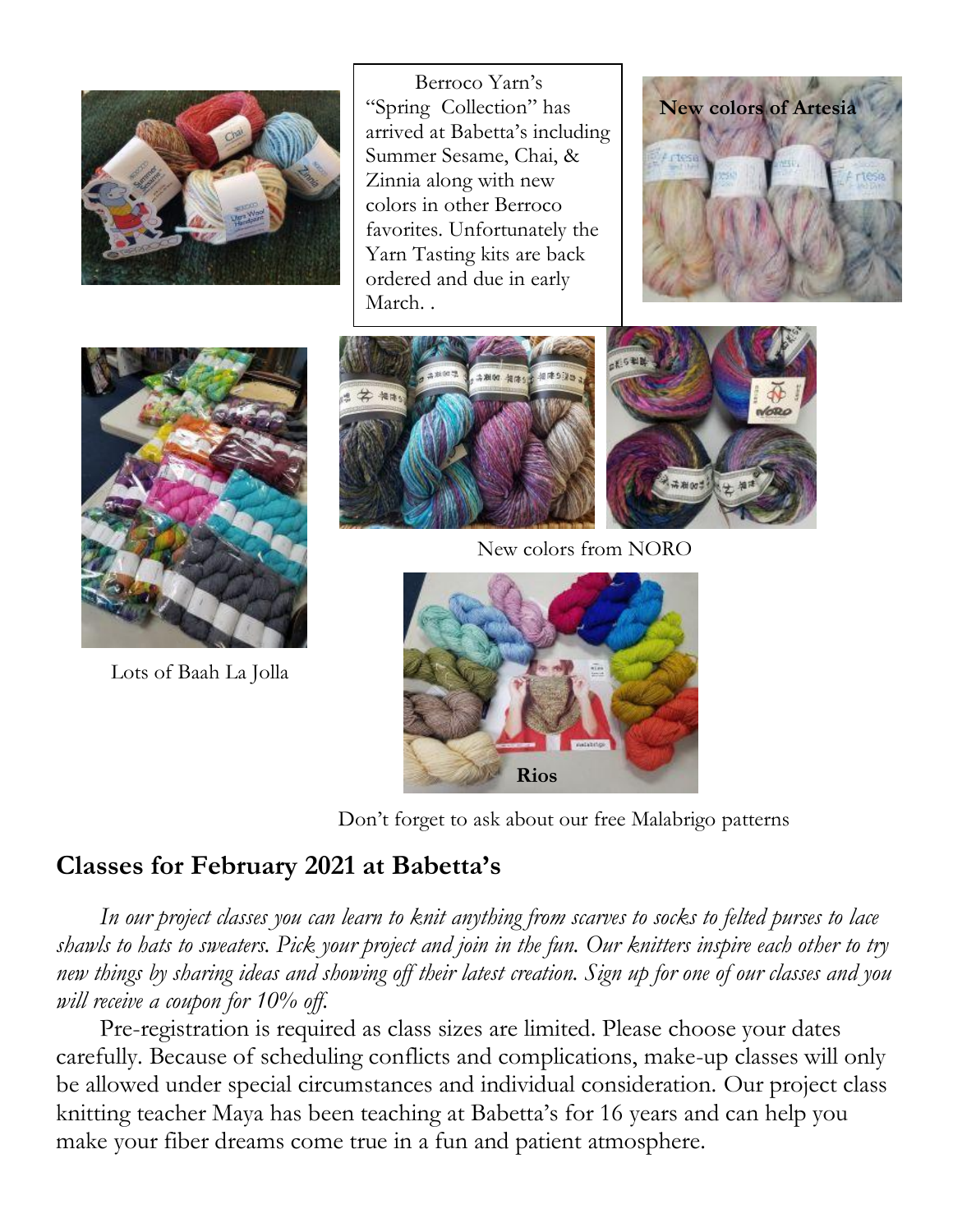Berroco Yarn's "Spring Collection" has arrived at Babetta's including Summer Sesame, Chai, & Zinnia along with new colors in other Berroco favorites. Unfortunately the Yarn Tasting kits are back ordered and due in early March. .

**New colors of Artesia**

New colors from NORO

Lots of Baah La Jolla

**Rios**

Don't forget to ask about our free Malabrigo patterns

## Classes for February 2021 at Babetta's

*In our project classes you can learn to knit anything from scarves to socks to felted purses to lace shawls to hats to sweaters. Pick your project and join in the fun. Our knitters inspire each other to try new things by sharing ideas and showing off their latest creation. Sign up for one of our classes and you will receive a coupon for 10% off.*

Pre-registration is required as class sizes are limited. Please choose your dates carefully. Because of scheduling conflicts and complications, make-up classes will only be allowed under special circumstances and individual consideration. Our project class knitting teacher Maya has been teaching at Babetta's for 16 years and can help you make your fiber dreams come true in a fun and patient atmosphere.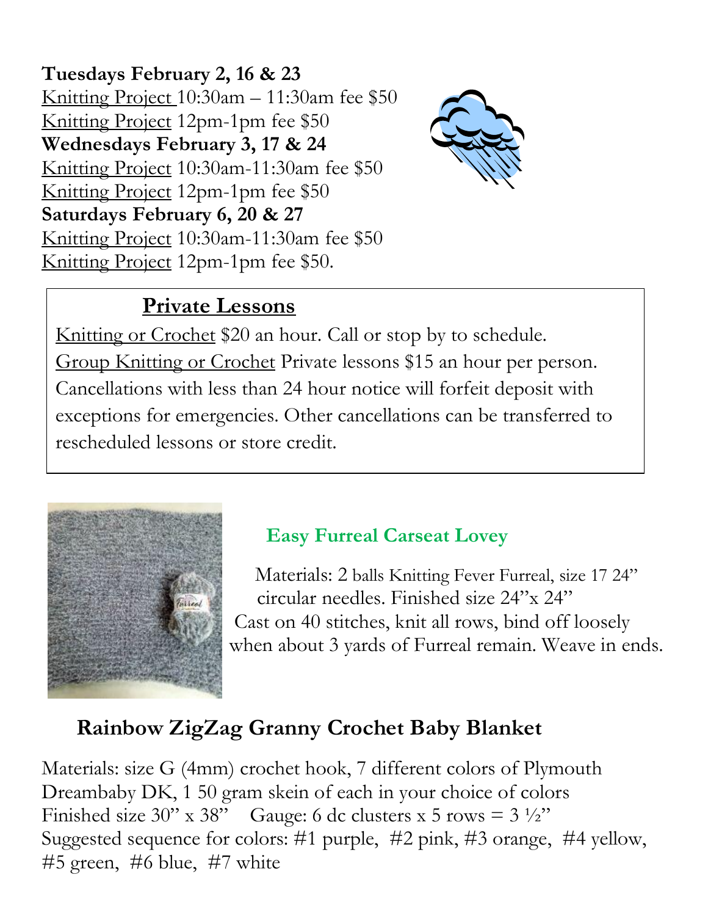**Tuesdays February 2, 16 & 23**
Knitting Project 10:30am – 11:30am fee $50
Knitting Project 12pm-1pm fee $50
**Wednesdays February 3, 17 & 24**
Knitting Project 10:30am-11:30am fee $50
Knitting Project 12pm-1pm fee $50
**Saturdays February 6, 20 & 27**
Knitting Project 10:30am-11:30am fee $50
Knitting Project 12pm-1pm fee $50.

## Private Lessons

Knitting or Crochet $20 an hour. Call or stop by to schedule.
Group Knitting or Crochet Private lessons $15 an hour per person. Cancellations with less than 24 hour notice will forfeit deposit with exceptions for emergencies. Other cancellations can be transferred to rescheduled lessons or store credit.

### Easy Furreal Carseat Lovey

Materials: 2 balls Knitting Fever Furreal, size 17 24" circular needles. Finished size 24"x 24"
Cast on 40 stitches, knit all rows, bind off loosely when about 3 yards of Furreal remain. Weave in ends.

## Rainbow ZigZag Granny Crochet Baby Blanket

Materials: size G (4mm) crochet hook, 7 different colors of Plymouth Dreambaby DK, 1 50 gram skein of each in your choice of colors
Finished size 30" x 38"   Gauge: 6 dc clusters x 5 rows = 3 ½"
Suggested sequence for colors: #1 purple, #2 pink, #3 orange, #4 yellow, #5 green, #6 blue, #7 white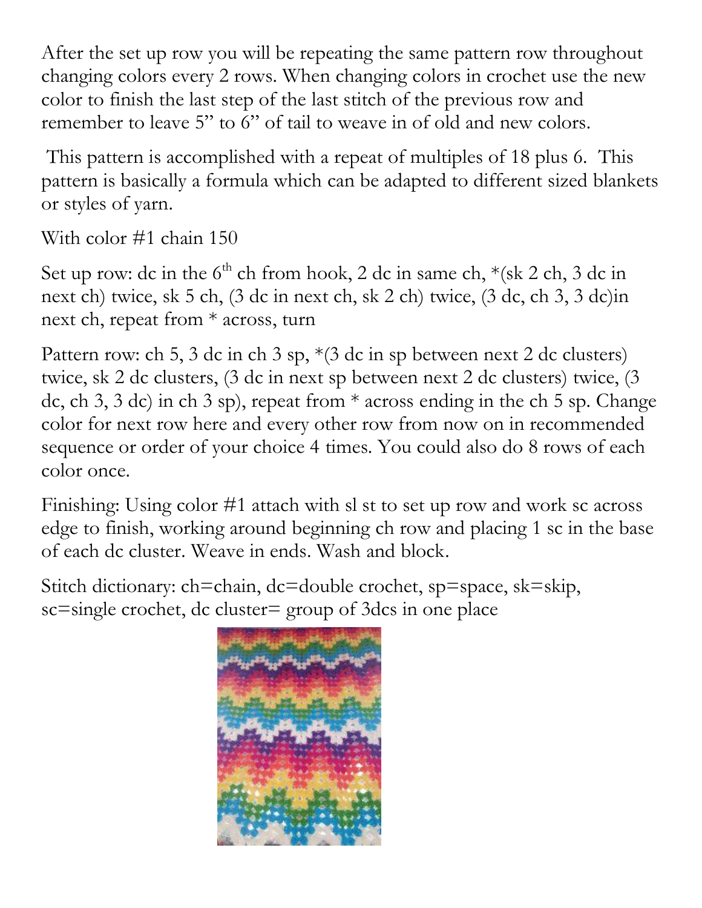After the set up row you will be repeating the same pattern row throughout changing colors every 2 rows. When changing colors in crochet use the new color to finish the last step of the last stitch of the previous row and remember to leave 5" to 6" of tail to weave in of old and new colors.

This pattern is accomplished with a repeat of multiples of 18 plus 6. This pattern is basically a formula which can be adapted to different sized blankets or styles of yarn.

With color #1 chain 150

Set up row: dc in the 6th ch from hook, 2 dc in same ch, *(sk 2 ch, 3 dc in next ch) twice, sk 5 ch, (3 dc in next ch, sk 2 ch) twice, (3 dc, ch 3, 3 dc)in next ch, repeat from * across, turn

Pattern row: ch 5, 3 dc in ch 3 sp, *(3 dc in sp between next 2 dc clusters) twice, sk 2 dc clusters, (3 dc in next sp between next 2 dc clusters) twice, (3 dc, ch 3, 3 dc) in ch 3 sp), repeat from * across ending in the ch 5 sp. Change color for next row here and every other row from now on in recommended sequence or order of your choice 4 times. You could also do 8 rows of each color once.

Finishing: Using color #1 attach with sl st to set up row and work sc across edge to finish, working around beginning ch row and placing 1 sc in the base of each dc cluster. Weave in ends. Wash and block.

Stitch dictionary: ch=chain, dc=double crochet, sp=space, sk=skip, sc=single crochet, dc cluster= group of 3dcs in one place